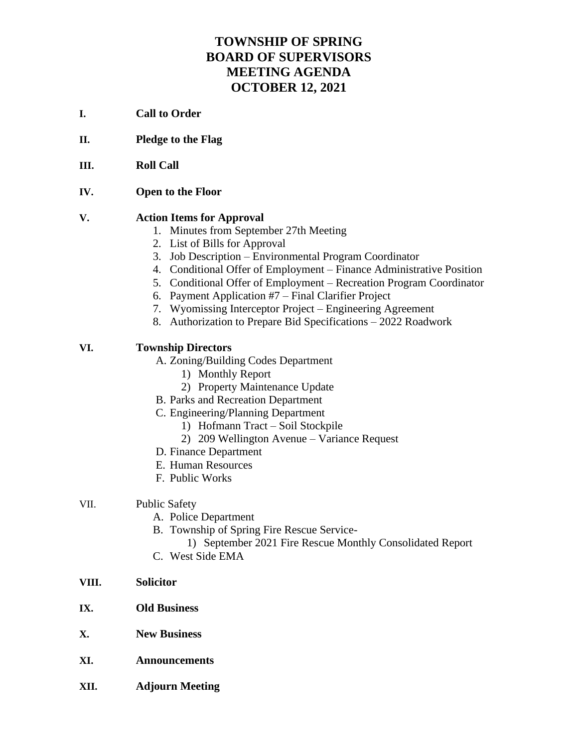# TOWNSHIP OF SPRING
# BOARD OF SUPERVISORS
# MEETING AGENDA
# OCTOBER 12, 2021

**I. Call to Order**

**II. Pledge to the Flag**

**III. Roll Call**

**IV. Open to the Floor**

**V. Action Items for Approval**

1. Minutes from September 27th Meeting
2. List of Bills for Approval
3. Job Description – Environmental Program Coordinator
4. Conditional Offer of Employment – Finance Administrative Position
5. Conditional Offer of Employment – Recreation Program Coordinator
6. Payment Application #7 – Final Clarifier Project
7. Wyomissing Interceptor Project – Engineering Agreement
8. Authorization to Prepare Bid Specifications – 2022 Roadwork

**VI. Township Directors**

- A. Zoning/Building Codes Department
  - 1) Monthly Report
  - 2) Property Maintenance Update
- B. Parks and Recreation Department
- C. Engineering/Planning Department
  - 1) Hofmann Tract – Soil Stockpile
  - 2) 209 Wellington Avenue – Variance Request
- D. Finance Department
- E. Human Resources
- F. Public Works

VII. Public Safety

- A. Police Department
- B. Township of Spring Fire Rescue Service-
  - 1) September 2021 Fire Rescue Monthly Consolidated Report
- C. West Side EMA

**VIII. Solicitor**

**IX. Old Business**

**X. New Business**

**XI. Announcements**

**XII. Adjourn Meeting**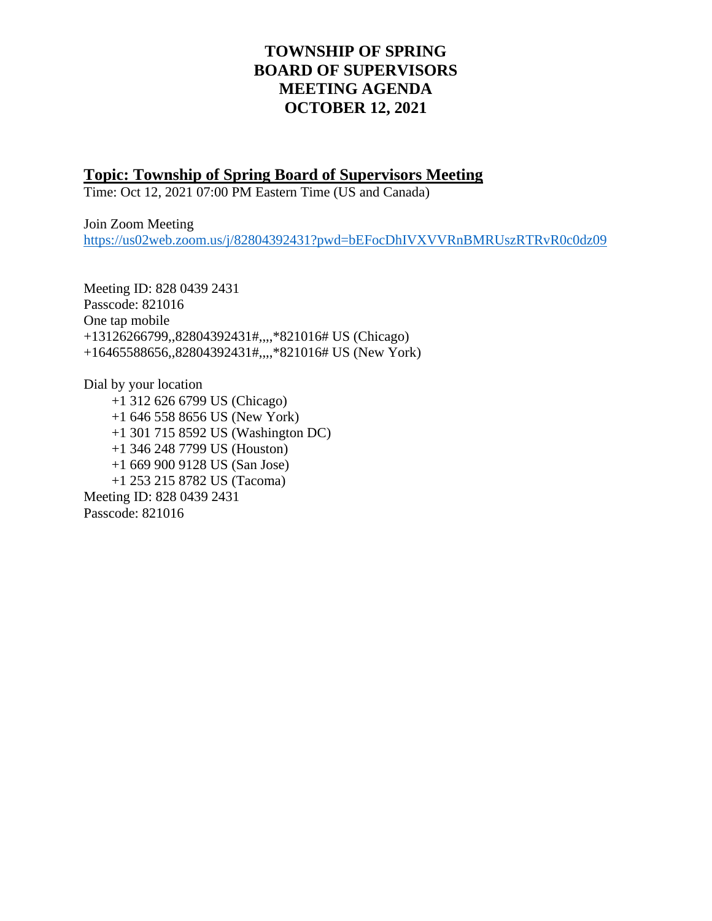# TOWNSHIP OF SPRING
# BOARD OF SUPERVISORS
# MEETING AGENDA
# OCTOBER 12, 2021

## Topic: Township of Spring Board of Supervisors Meeting

Time: Oct 12, 2021 07:00 PM Eastern Time (US and Canada)

Join Zoom Meeting
https://us02web.zoom.us/j/82804392431?pwd=bEFocDhIVXVVRnBMRUszRTRvR0c0dz09

Meeting ID: 828 0439 2431
Passcode: 821016
One tap mobile
+13126266799,,82804392431#,,,,*821016# US (Chicago)
+16465588656,,82804392431#,,,,*821016# US (New York)

Dial by your location
+1 312 626 6799 US (Chicago)
+1 646 558 8656 US (New York)
+1 301 715 8592 US (Washington DC)
+1 346 248 7799 US (Houston)
+1 669 900 9128 US (San Jose)
+1 253 215 8782 US (Tacoma)
Meeting ID: 828 0439 2431
Passcode: 821016